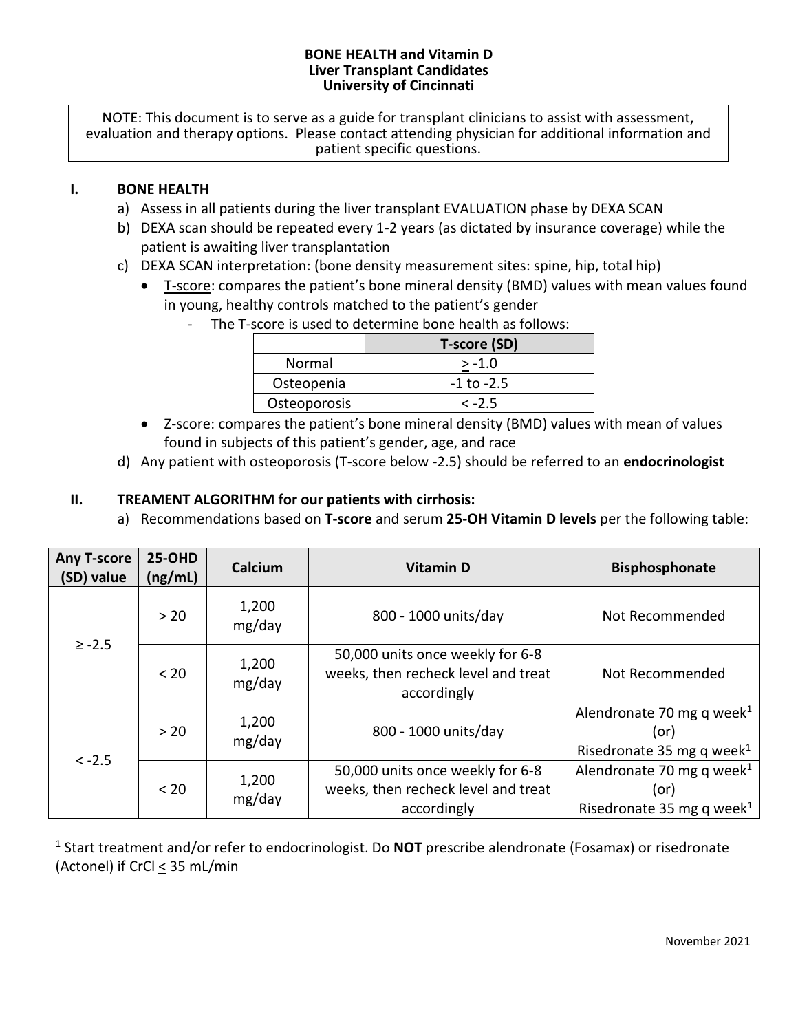# BONE HEALTH and Vitamin D
## Liver Transplant Candidates
## University of Cincinnati

> NOTE: This document is to serve as a guide for transplant clinicians to assist with assessment, evaluation and therapy options. Please contact attending physician for additional information and patient specific questions.

## I. BONE HEALTH

a) Assess in all patients during the liver transplant EVALUATION phase by DEXA SCAN

b) DEXA scan should be repeated every 1-2 years (as dictated by insurance coverage) while the patient is awaiting liver transplantation

c) DEXA SCAN interpretation: (bone density measurement sites: spine, hip, total hip)

- T-score: compares the patient's bone mineral density (BMD) values with mean values found in young, healthy controls matched to the patient's gender
  - The T-score is used to determine bone health as follows:

| | T-score (SD) |
|---|---|
| Normal | ≥ -1.0 |
| Osteopenia | -1 to -2.5 |
| Osteoporosis | < -2.5 |

- Z-score: compares the patient's bone mineral density (BMD) values with mean of values found in subjects of this patient's gender, age, and race

d) Any patient with osteoporosis (T-score below -2.5) should be referred to an **endocrinologist**

## II. TREAMENT ALGORITHM for our patients with cirrhosis:

a) Recommendations based on **T-score** and serum **25-OH Vitamin D levels** per the following table:

| Any T-score (SD) value | 25-OHD (ng/mL) | Calcium | Vitamin D | Bisphosphonate |
|---|---|---|---|---|
| ≥ -2.5 | > 20 | 1,200 mg/day | 800 - 1000 units/day | Not Recommended |
| | < 20 | 1,200 mg/day | 50,000 units once weekly for 6-8 weeks, then recheck level and treat accordingly | Not Recommended |
| < -2.5 | > 20 | 1,200 mg/day | 800 - 1000 units/day | Alendronate 70 mg q week[1] (or) Risedronate 35 mg q week[1] |
| | < 20 | 1,200 mg/day | 50,000 units once weekly for 6-8 weeks, then recheck level and treat accordingly | Alendronate 70 mg q week[1] (or) Risedronate 35 mg q week[1] |

[1] Start treatment and/or refer to endocrinologist. Do **NOT** prescribe alendronate (Fosamax) or risedronate (Actonel) if CrCl ≤ 35 mL/min

November 2021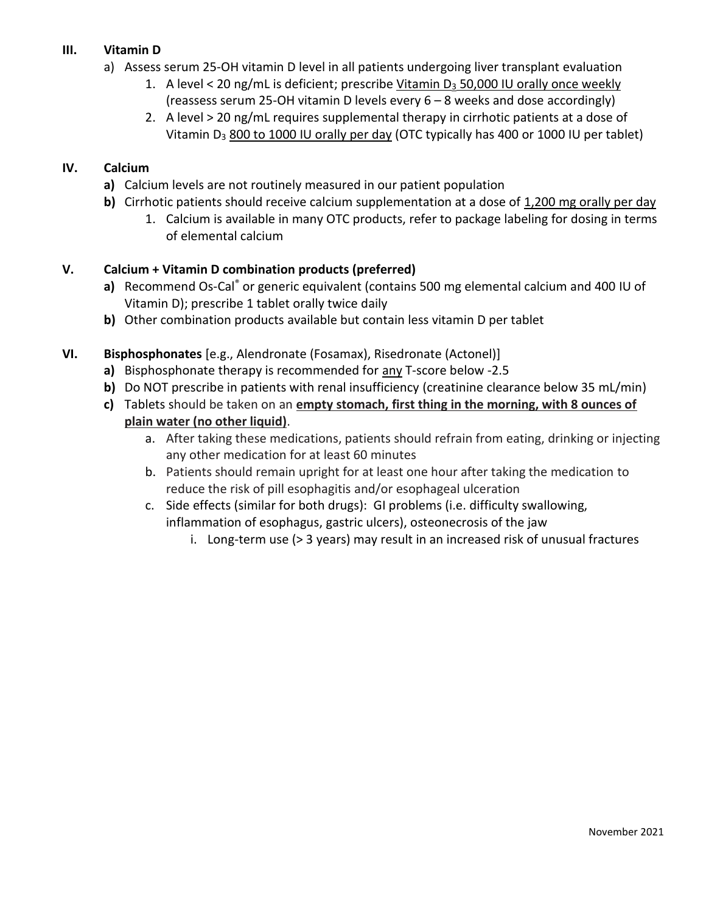## III. Vitamin D

a) Assess serum 25-OH vitamin D level in all patients undergoing liver transplant evaluation
   1. A level < 20 ng/mL is deficient; prescribe Vitamin $D_3$ 50,000 IU orally once weekly (reassess serum 25-OH vitamin D levels every 6 – 8 weeks and dose accordingly)
   2. A level > 20 ng/mL requires supplemental therapy in cirrhotic patients at a dose of Vitamin $D_3$ 800 to 1000 IU orally per day (OTC typically has 400 or 1000 IU per tablet)

## IV. Calcium

**a)** Calcium levels are not routinely measured in our patient population

**b)** Cirrhotic patients should receive calcium supplementation at a dose of 1,200 mg orally per day
   1. Calcium is available in many OTC products, refer to package labeling for dosing in terms of elemental calcium

## V. Calcium + Vitamin D combination products (preferred)

**a)** Recommend Os-Cal® or generic equivalent (contains 500 mg elemental calcium and 400 IU of Vitamin D); prescribe 1 tablet orally twice daily

**b)** Other combination products available but contain less vitamin D per tablet

## VI. Bisphosphonates [e.g., Alendronate (Fosamax), Risedronate (Actonel)]

**a)** Bisphosphonate therapy is recommended for any T-score below -2.5

**b)** Do NOT prescribe in patients with renal insufficiency (creatinine clearance below 35 mL/min)

**c)** Tablets should be taken on an **empty stomach, first thing in the morning, with 8 ounces of plain water (no other liquid)**.
   a. After taking these medications, patients should refrain from eating, drinking or injecting any other medication for at least 60 minutes
   b. Patients should remain upright for at least one hour after taking the medication to reduce the risk of pill esophagitis and/or esophageal ulceration
   c. Side effects (similar for both drugs): GI problems (i.e. difficulty swallowing, inflammation of esophagus, gastric ulcers), osteonecrosis of the jaw
      i. Long-term use (> 3 years) may result in an increased risk of unusual fractures

November 2021